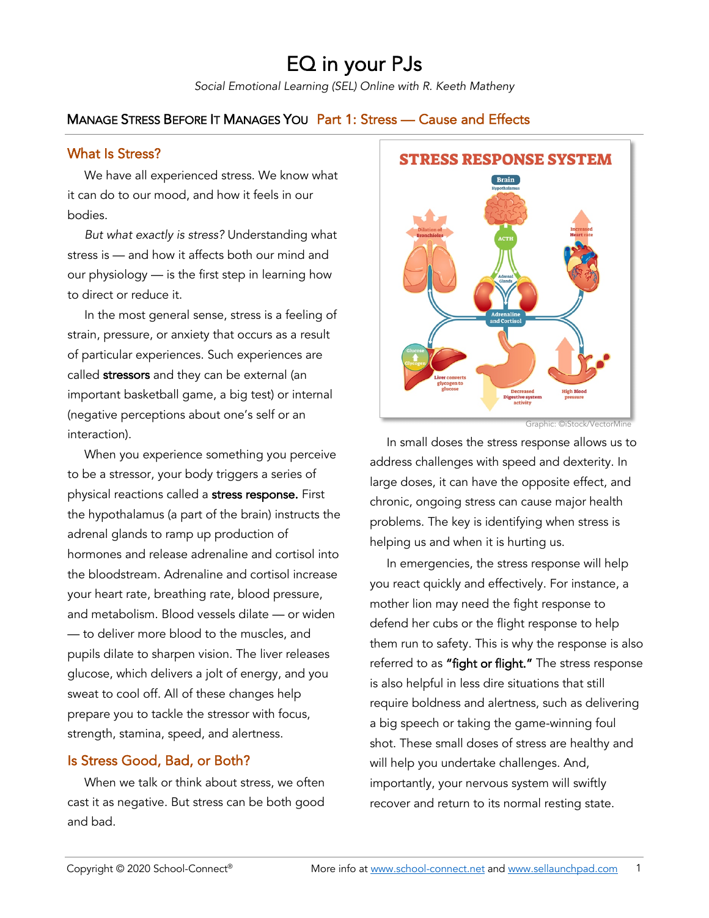# EQ in your PJs

*Social Emotional Learning (SEL) Online with R. Keeth Matheny*

## MANAGE STRESS BEFORE IT MANAGES YOU Part 1: Stress — Cause and Effects

### What Is Stress?

We have all experienced stress. We know what it can do to our mood, and how it feels in our bodies.

*But what exactly is stress?* Understanding what stress is — and how it affects both our mind and our physiology — is the first step in learning how to direct or reduce it.

In the most general sense, stress is a feeling of strain, pressure, or anxiety that occurs as a result of particular experiences. Such experiences are called **stressors** and they can be external (an important basketball game, a big test) or internal (negative perceptions about one's self or an interaction).

When you experience something you perceive to be a stressor, your body triggers a series of physical reactions called a **stress response.** First the hypothalamus (a part of the brain) instructs the adrenal glands to ramp up production of hormones and release adrenaline and cortisol into the bloodstream. Adrenaline and cortisol increase your heart rate, breathing rate, blood pressure, and metabolism. Blood vessels dilate — or widen — to deliver more blood to the muscles, and pupils dilate to sharpen vision. The liver releases glucose, which delivers a jolt of energy, and you sweat to cool off. All of these changes help prepare you to tackle the stressor with focus, strength, stamina, speed, and alertness.

### Is Stress Good, Bad, or Both?

When we talk or think about stress, we often cast it as negative. But stress can be both good and bad.

**STRESS RESPONSE SYSTEM**

Graphic: ©iStock/VectorMine

In small doses the stress response allows us to address challenges with speed and dexterity. In large doses, it can have the opposite effect, and chronic, ongoing stress can cause major health problems. The key is identifying when stress is helping us and when it is hurting us.

In emergencies, the stress response will help you react quickly and effectively. For instance, a mother lion may need the fight response to defend her cubs or the flight response to help them run to safety. This is why the response is also referred to as **"fight or flight."** The stress response is also helpful in less dire situations that still require boldness and alertness, such as delivering a big speech or taking the game-winning foul shot. These small doses of stress are healthy and will help you undertake challenges. And, importantly, your nervous system will swiftly recover and return to its normal resting state.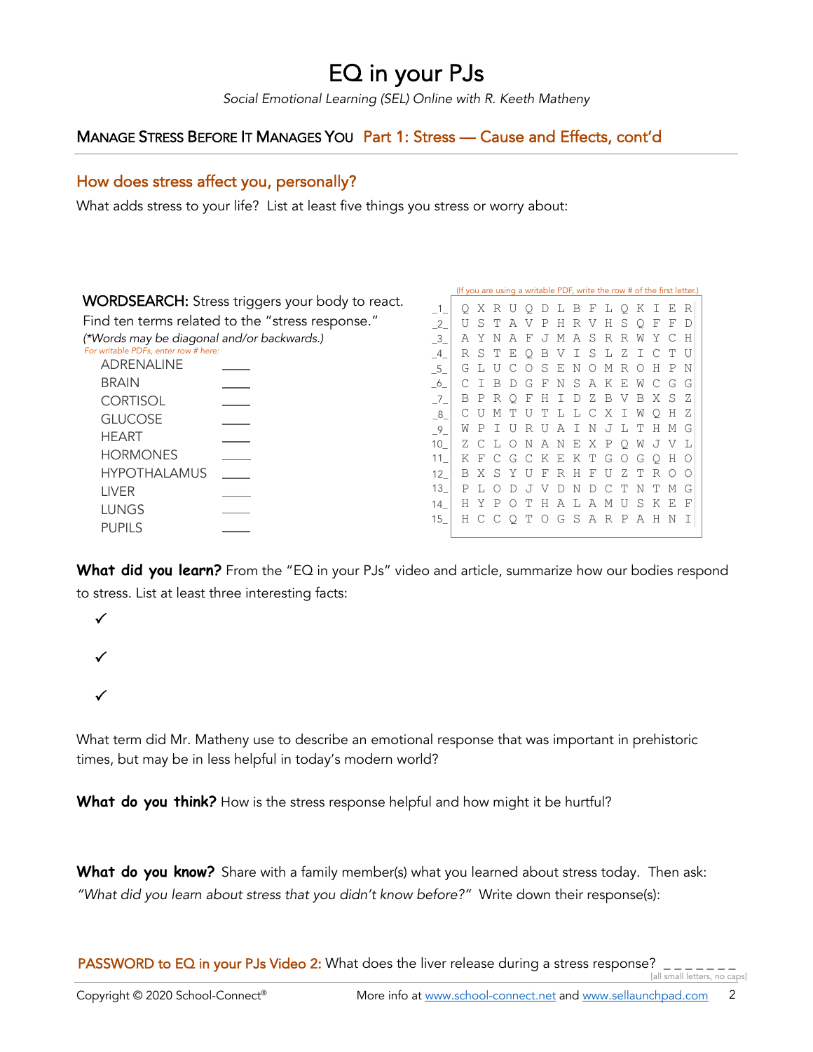# EQ in your PJs

*Social Emotional Learning (SEL) Online with R. Keeth Matheny*

## MANAGE STRESS BEFORE IT MANAGES YOU Part 1: Stress — Cause and Effects, cont'd

### How does stress affect you, personally?

What adds stress to your life? List at least five things you stress or worry about:

**WORDSEARCH:** Stress triggers your body to react. Find ten terms related to the "stress response."

*(*Words may be diagonal and/or backwards.)*

For writable PDFs, enter row # here:

- ADRENALINE ____
- BRAIN ____
- CORTISOL ____
- GLUCOSE ____
- HEART ____
- HORMONES ____
- HYPOTHALAMUS ____
- LIVER ____
- LUNGS ____
- PUPILS ____

(If you are using a writable PDF, write the row # of the first letter.)

```
_1_  Q X R U Q D L B F L Q K I E R
_2_  U S T A V P H R V H S Q F F D
_3_  A Y N A F J M A S R R W Y C H
_4_  R S T E Q B V I S L Z I C T U
_5_  G L U C O S E N O M R O H P N
_6_  C I B D G F N S A K E W C G G
_7_  B P R Q F H I D Z B V B X S Z
_8_  C U M T U T L L C X I W Q H Z
_9_  W P I U R U A I N J L T H M G
10_  Z C L O N A N E X P Q W J V L
11_  K F C G C K E K T G O G Q H O
12_  B X S Y U F R H F U Z T R O O
13_  P L O D J V D N D C T N T M G
14_  H Y P O T H A L A M U S K E F
15_  H C C Q T O G S A R P A H N I
```

**What did you learn?** From the "EQ in your PJs" video and article, summarize how our bodies respond to stress. List at least three interesting facts:

- ✓
- ✓
- ✓

What term did Mr. Matheny use to describe an emotional response that was important in prehistoric times, but may be in less helpful in today's modern world?

**What do you think?** How is the stress response helpful and how might it be hurtful?

**What do you know?** Share with a family member(s) what you learned about stress today. Then ask: *"What did you learn about stress that you didn't know before?"* Write down their response(s):

**PASSWORD to EQ in your PJs Video 2:** What does the liver release during a stress response? _ _ _ _ _ _ _
[all small letters, no caps]

Copyright © 2020 School-Connect® More info at www.school-connect.net and www.sellaunchpad.com